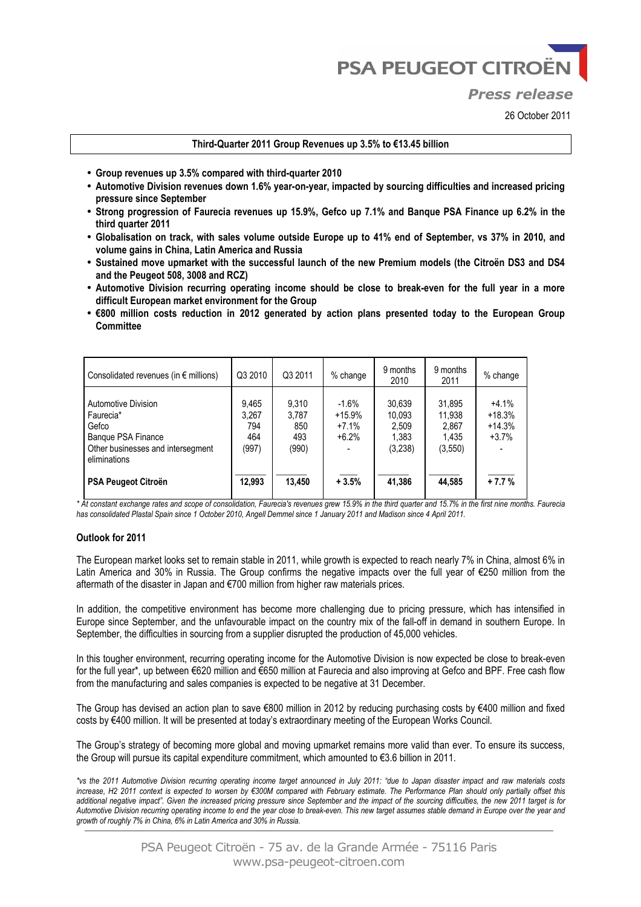PSA PEUGEOT CITROËN

*Press release*

26 October 2011

**Third-Quarter 2011 Group Revenues up 3.5% to €13.45 billion**

- **Group revenues up 3.5% compared with third-quarter 2010**
- **Automotive Division revenues down 1.6% year-on-year, impacted by sourcing difficulties and increased pricing pressure since September**
- **Strong progression of Faurecia revenues up 15.9%, Gefco up 7.1% and Banque PSA Finance up 6.2% in the third quarter 2011**
- **Globalisation on track, with sales volume outside Europe up to 41% end of September, vs 37% in 2010, and volume gains in China, Latin America and Russia**
- **Sustained move upmarket with the successful launch of the new Premium models (the Citroën DS3 and DS4 and the Peugeot 508, 3008 and RCZ)**
- **Automotive Division recurring operating income should be close to break-even for the full year in a more difficult European market environment for the Group**
- **€800 million costs reduction in 2012 generated by action plans presented today to the European Group Committee**

| Consolidated revenues (in € millions) | Q3 2010 | Q3 2011 | % change | 9 months 2010 | 9 months 2011 | % change |
|---|---|---|---|---|---|---|
| Automotive Division | 9,465 | 9,310 | -1.6% | 30,639 | 31,895 | +4.1% |
| Faurecia* | 3,267 | 3,787 | +15.9% | 10,093 | 11,938 | +18.3% |
| Gefco | 794 | 850 | +7.1% | 2,509 | 2,867 | +14.3% |
| Banque PSA Finance | 464 | 493 | +6.2% | 1,383 | 1,435 | +3.7% |
| Other businesses and intersegment eliminations | (997) | (990) | - | (3,238) | (3,550) | - |
| **PSA Peugeot Citroën** | **12,993** | **13,450** | **+ 3.5%** | **41,386** | **44,585** | **+ 7.7 %** |

*\* At constant exchange rates and scope of consolidation, Faurecia's revenues grew 15.9% in the third quarter and 15.7% in the first nine months. Faurecia has consolidated Plastal Spain since 1 October 2010, Angell Demmel since 1 January 2011 and Madison since 4 April 2011.*

**Outlook for 2011**

The European market looks set to remain stable in 2011, while growth is expected to reach nearly 7% in China, almost 6% in Latin America and 30% in Russia. The Group confirms the negative impacts over the full year of €250 million from the aftermath of the disaster in Japan and €700 million from higher raw materials prices.

In addition, the competitive environment has become more challenging due to pricing pressure, which has intensified in Europe since September, and the unfavourable impact on the country mix of the fall-off in demand in southern Europe. In September, the difficulties in sourcing from a supplier disrupted the production of 45,000 vehicles.

In this tougher environment, recurring operating income for the Automotive Division is now expected be close to break-even for the full year*, up between €620 million and €650 million at Faurecia and also improving at Gefco and BPF. Free cash flow from the manufacturing and sales companies is expected to be negative at 31 December.

The Group has devised an action plan to save €800 million in 2012 by reducing purchasing costs by €400 million and fixed costs by €400 million. It will be presented at today's extraordinary meeting of the European Works Council.

The Group's strategy of becoming more global and moving upmarket remains more valid than ever. To ensure its success, the Group will pursue its capital expenditure commitment, which amounted to €3.6 billion in 2011.

*\*vs the 2011 Automotive Division recurring operating income target announced in July 2011: "due to Japan disaster impact and raw materials costs increase, H2 2011 context is expected to worsen by €300M compared with February estimate. The Performance Plan should only partially offset this additional negative impact". Given the increased pricing pressure since September and the impact of the sourcing difficulties, the new 2011 target is for Automotive Division recurring operating income to end the year close to break-even. This new target assumes stable demand in Europe over the year and growth of roughly 7% in China, 6% in Latin America and 30% in Russia.*

PSA Peugeot Citroën - 75 av. de la Grande Armée - 75116 Paris
www.psa-peugeot-citroen.com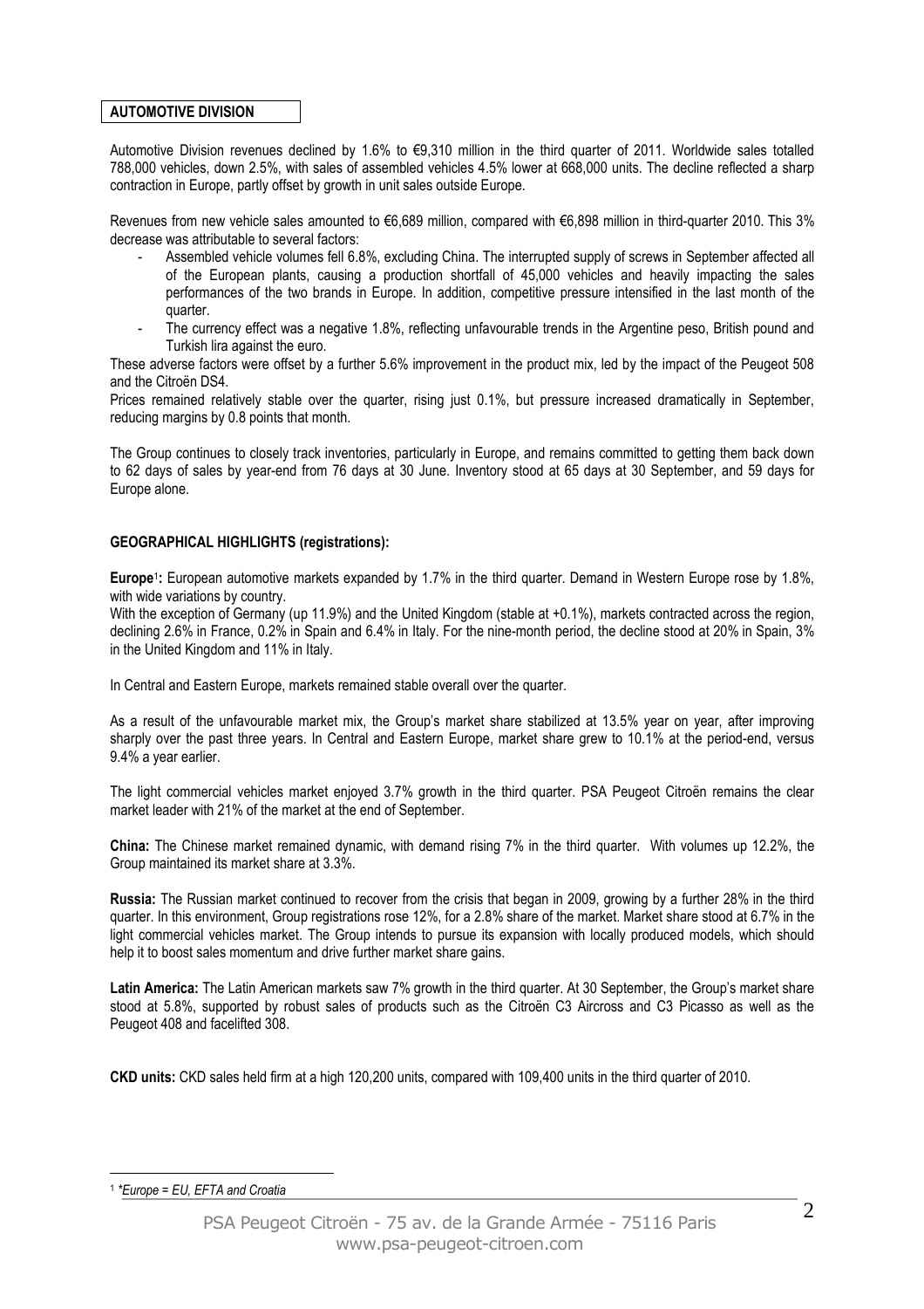## AUTOMOTIVE DIVISION

Automotive Division revenues declined by 1.6% to €9,310 million in the third quarter of 2011. Worldwide sales totalled 788,000 vehicles, down 2.5%, with sales of assembled vehicles 4.5% lower at 668,000 units. The decline reflected a sharp contraction in Europe, partly offset by growth in unit sales outside Europe.

Revenues from new vehicle sales amounted to €6,689 million, compared with €6,898 million in third-quarter 2010. This 3% decrease was attributable to several factors:

- Assembled vehicle volumes fell 6.8%, excluding China. The interrupted supply of screws in September affected all of the European plants, causing a production shortfall of 45,000 vehicles and heavily impacting the sales performances of the two brands in Europe. In addition, competitive pressure intensified in the last month of the quarter.
- The currency effect was a negative 1.8%, reflecting unfavourable trends in the Argentine peso, British pound and Turkish lira against the euro.

These adverse factors were offset by a further 5.6% improvement in the product mix, led by the impact of the Peugeot 508 and the Citroën DS4.

Prices remained relatively stable over the quarter, rising just 0.1%, but pressure increased dramatically in September, reducing margins by 0.8 points that month.

The Group continues to closely track inventories, particularly in Europe, and remains committed to getting them back down to 62 days of sales by year-end from 76 days at 30 June. Inventory stood at 65 days at 30 September, and 59 days for Europe alone.

### GEOGRAPHICAL HIGHLIGHTS (registrations):

**Europe**[1]**:** European automotive markets expanded by 1.7% in the third quarter. Demand in Western Europe rose by 1.8%, with wide variations by country.

With the exception of Germany (up 11.9%) and the United Kingdom (stable at +0.1%), markets contracted across the region, declining 2.6% in France, 0.2% in Spain and 6.4% in Italy. For the nine-month period, the decline stood at 20% in Spain, 3% in the United Kingdom and 11% in Italy.

In Central and Eastern Europe, markets remained stable overall over the quarter.

As a result of the unfavourable market mix, the Group's market share stabilized at 13.5% year on year, after improving sharply over the past three years. In Central and Eastern Europe, market share grew to 10.1% at the period-end, versus 9.4% a year earlier.

The light commercial vehicles market enjoyed 3.7% growth in the third quarter. PSA Peugeot Citroën remains the clear market leader with 21% of the market at the end of September.

**China:** The Chinese market remained dynamic, with demand rising 7% in the third quarter. With volumes up 12.2%, the Group maintained its market share at 3.3%.

**Russia:** The Russian market continued to recover from the crisis that began in 2009, growing by a further 28% in the third quarter. In this environment, Group registrations rose 12%, for a 2.8% share of the market. Market share stood at 6.7% in the light commercial vehicles market. The Group intends to pursue its expansion with locally produced models, which should help it to boost sales momentum and drive further market share gains.

**Latin America:** The Latin American markets saw 7% growth in the third quarter. At 30 September, the Group's market share stood at 5.8%, supported by robust sales of products such as the Citroën C3 Aircross and C3 Picasso as well as the Peugeot 408 and facelifted 308.

**CKD units:** CKD sales held firm at a high 120,200 units, compared with 109,400 units in the third quarter of 2010.

---

[1] *\*Europe = EU, EFTA and Croatia*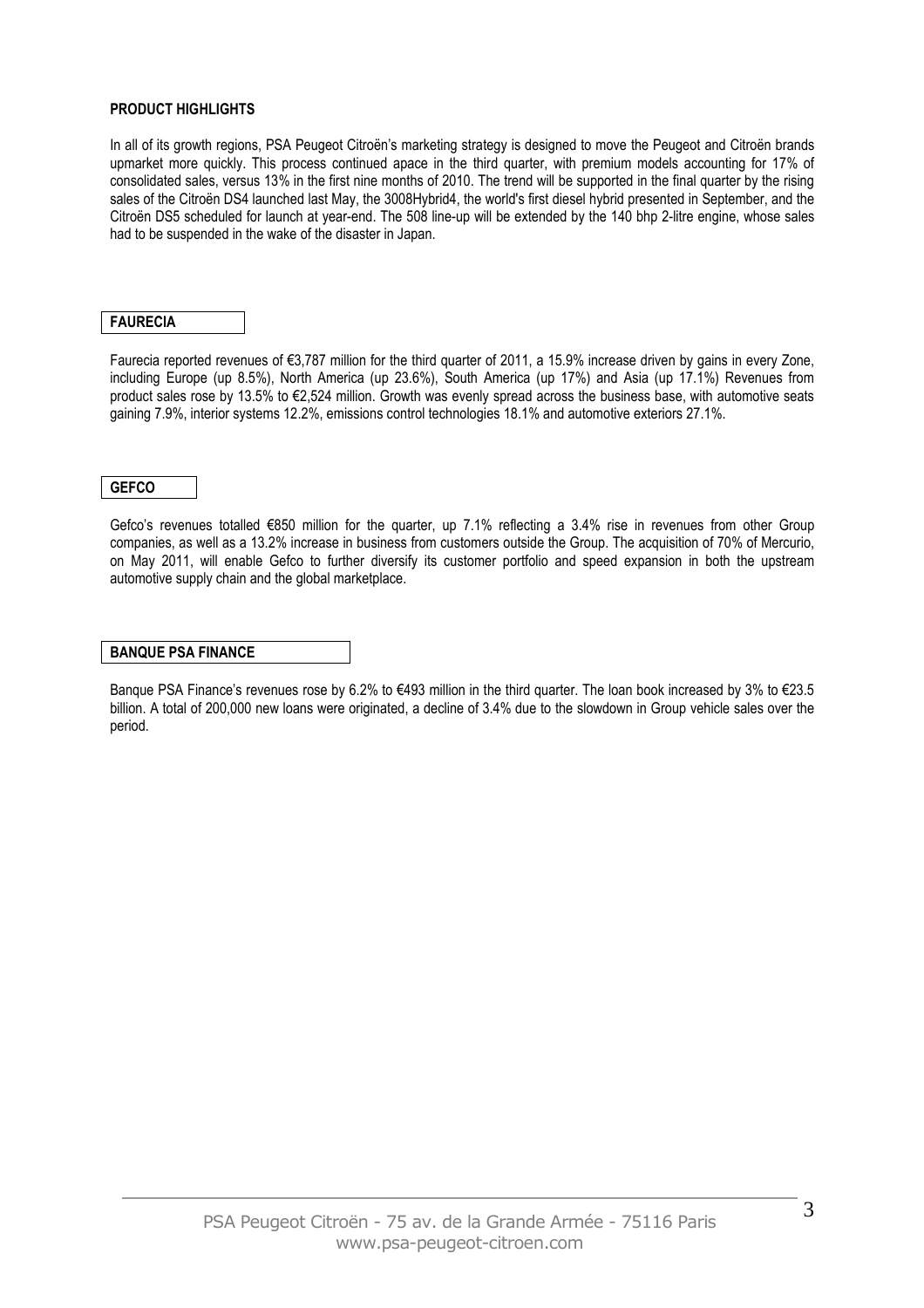**PRODUCT HIGHLIGHTS**

In all of its growth regions, PSA Peugeot Citroën's marketing strategy is designed to move the Peugeot and Citroën brands upmarket more quickly. This process continued apace in the third quarter, with premium models accounting for 17% of consolidated sales, versus 13% in the first nine months of 2010. The trend will be supported in the final quarter by the rising sales of the Citroën DS4 launched last May, the 3008Hybrid4, the world's first diesel hybrid presented in September, and the Citroën DS5 scheduled for launch at year-end. The 508 line-up will be extended by the 140 bhp 2-litre engine, whose sales had to be suspended in the wake of the disaster in Japan.

## FAURECIA

Faurecia reported revenues of €3,787 million for the third quarter of 2011, a 15.9% increase driven by gains in every Zone, including Europe (up 8.5%), North America (up 23.6%), South America (up 17%) and Asia (up 17.1%) Revenues from product sales rose by 13.5% to €2,524 million. Growth was evenly spread across the business base, with automotive seats gaining 7.9%, interior systems 12.2%, emissions control technologies 18.1% and automotive exteriors 27.1%.

## GEFCO

Gefco's revenues totalled €850 million for the quarter, up 7.1% reflecting a 3.4% rise in revenues from other Group companies, as well as a 13.2% increase in business from customers outside the Group. The acquisition of 70% of Mercurio, on May 2011, will enable Gefco to further diversify its customer portfolio and speed expansion in both the upstream automotive supply chain and the global marketplace.

## BANQUE PSA FINANCE

Banque PSA Finance's revenues rose by 6.2% to €493 million in the third quarter. The loan book increased by 3% to €23.5 billion. A total of 200,000 new loans were originated, a decline of 3.4% due to the slowdown in Group vehicle sales over the period.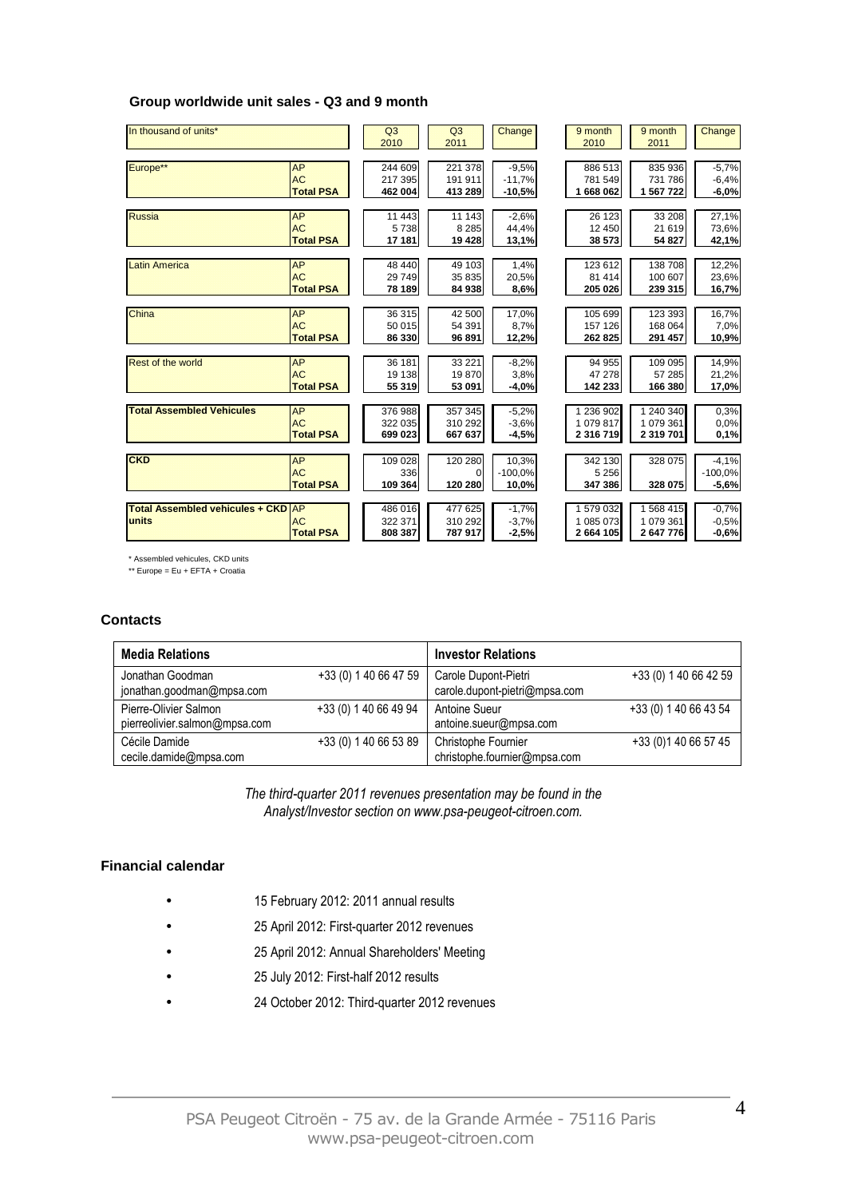**Group worldwide unit sales - Q3 and 9 month**

| In thousand of units* | | Q3 2010 | Q3 2011 | Change | 9 month 2010 | 9 month 2011 | Change |
|---|---|---|---|---|---|---|---|
| Europe** | AP | 244 609 | 221 378 | -9,5% | 886 513 | 835 936 | -5,7% |
| | AC | 217 395 | 191 911 | -11,7% | 781 549 | 731 786 | -6,4% |
| | **Total PSA** | **462 004** | **413 289** | **-10,5%** | **1 668 062** | **1 567 722** | **-6,0%** |
| Russia | AP | 11 443 | 11 143 | -2,6% | 26 123 | 33 208 | 27,1% |
| | AC | 5 738 | 8 285 | 44,4% | 12 450 | 21 619 | 73,6% |
| | **Total PSA** | **17 181** | **19 428** | **13,1%** | **38 573** | **54 827** | **42,1%** |
| Latin America | AP | 48 440 | 49 103 | 1,4% | 123 612 | 138 708 | 12,2% |
| | AC | 29 749 | 35 835 | 20,5% | 81 414 | 100 607 | 23,6% |
| | **Total PSA** | **78 189** | **84 938** | **8,6%** | **205 026** | **239 315** | **16,7%** |
| China | AP | 36 315 | 42 500 | 17,0% | 105 699 | 123 393 | 16,7% |
| | AC | 50 015 | 54 391 | 8,7% | 157 126 | 168 064 | 7,0% |
| | **Total PSA** | **86 330** | **96 891** | **12,2%** | **262 825** | **291 457** | **10,9%** |
| Rest of the world | AP | 36 181 | 33 221 | -8,2% | 94 955 | 109 095 | 14,9% |
| | AC | 19 138 | 19 870 | 3,8% | 47 278 | 57 285 | 21,2% |
| | **Total PSA** | **55 319** | **53 091** | **-4,0%** | **142 233** | **166 380** | **17,0%** |
| **Total Assembled Vehicules** | AP | 376 988 | 357 345 | -5,2% | 1 236 902 | 1 240 340 | 0,3% |
| | AC | 322 035 | 310 292 | -3,6% | 1 079 817 | 1 079 361 | 0,0% |
| | **Total PSA** | **699 023** | **667 637** | **-4,5%** | **2 316 719** | **2 319 701** | **0,1%** |
| **CKD** | AP | 109 028 | 120 280 | 10,3% | 342 130 | 328 075 | -4,1% |
| | AC | 336 | 0 | -100,0% | 5 256 | | -100,0% |
| | **Total PSA** | **109 364** | **120 280** | **10,0%** | **347 386** | **328 075** | **-5,6%** |
| **Total Assembled vehicules + CKD units** | AP | 486 016 | 477 625 | -1,7% | 1 579 032 | 1 568 415 | -0,7% |
| | AC | 322 371 | 310 292 | -3,7% | 1 085 073 | 1 079 361 | -0,5% |
| | **Total PSA** | **808 387** | **787 917** | **-2,5%** | **2 664 105** | **2 647 776** | **-0,6%** |

\* Assembled vehicules, CKD units

** Europe = Eu + EFTA + Croatia

## Contacts

| **Media Relations** | | **Investor Relations** | |
|---|---|---|---|
| Jonathan Goodman<br>jonathan.goodman@mpsa.com | +33 (0) 1 40 66 47 59 | Carole Dupont-Pietri<br>carole.dupont-pietri@mpsa.com | +33 (0) 1 40 66 42 59 |
| Pierre-Olivier Salmon<br>pierreolivier.salmon@mpsa.com | +33 (0) 1 40 66 49 94 | Antoine Sueur<br>antoine.sueur@mpsa.com | +33 (0) 1 40 66 43 54 |
| Cécile Damide<br>cecile.damide@mpsa.com | +33 (0) 1 40 66 53 89 | Christophe Fournier<br>christophe.fournier@mpsa.com | +33 (0)1 40 66 57 45 |

*The third-quarter 2011 revenues presentation may be found in the Analyst/Investor section on www.psa-peugeot-citroen.com.*

## Financial calendar

- 15 February 2012: 2011 annual results
- 25 April 2012: First-quarter 2012 revenues
- 25 April 2012: Annual Shareholders' Meeting
- 25 July 2012: First-half 2012 results
- 24 October 2012: Third-quarter 2012 revenues

PSA Peugeot Citroën - 75 av. de la Grande Armée - 75116 Paris
www.psa-peugeot-citroen.com